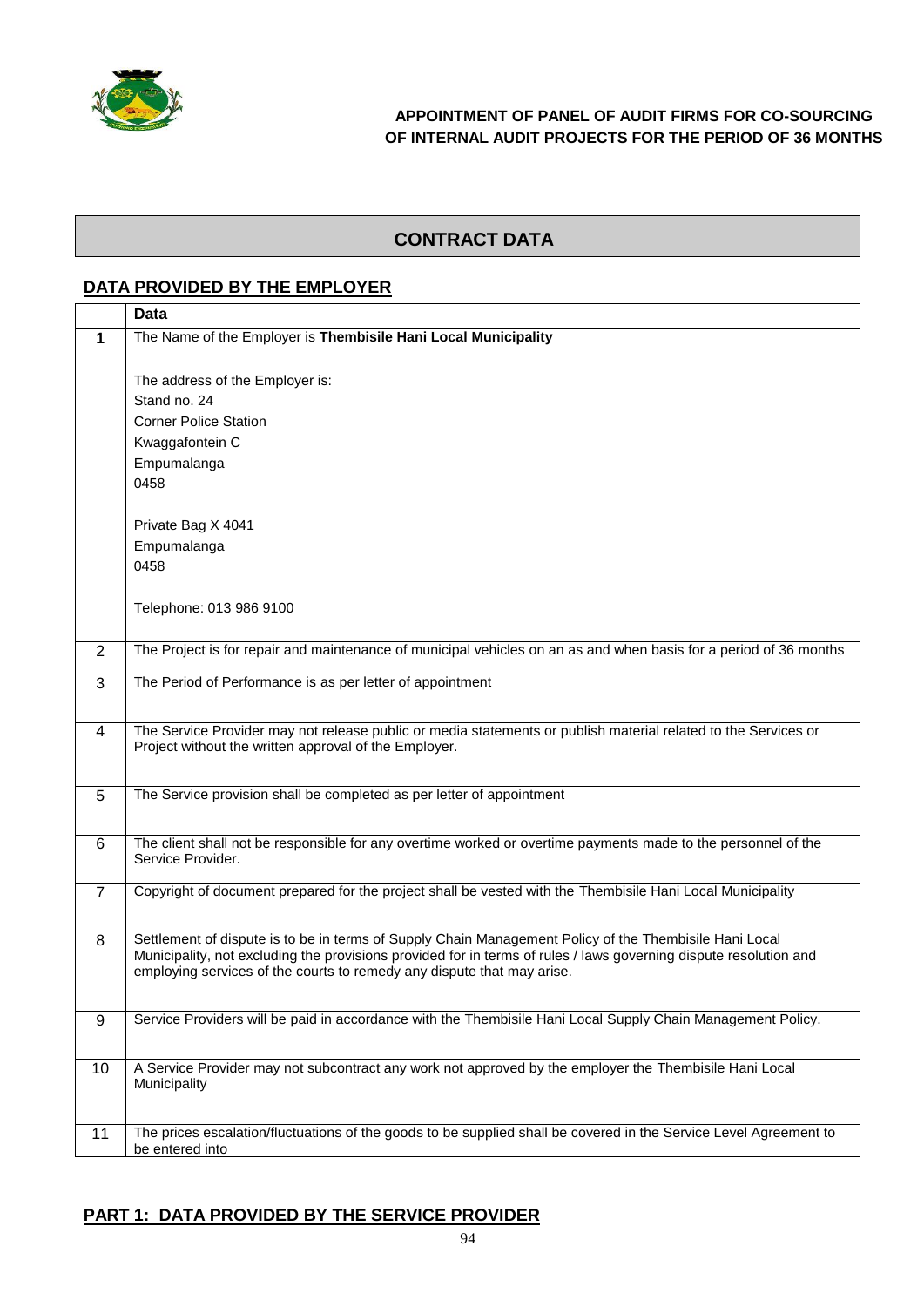**APPOINTMENT OF PANEL OF AUDIT FIRMS FOR CO-SOURCING OF INTERNAL AUDIT PROJECTS FOR THE PERIOD OF 36 MONTHS**

## CONTRACT DATA

### DATA PROVIDED BY THE EMPLOYER

| | Data |
|---|---|
| **1** | The Name of the Employer is **Thembisile Hani Local Municipality**<br><br>The address of the Employer is:<br>Stand no. 24<br>Corner Police Station<br>Kwaggafontein C<br>Empumalanga<br>0458<br><br>Private Bag X 4041<br>Empumalanga<br>0458<br><br>Telephone: 013 986 9100 |
| 2 | The Project is for repair and maintenance of municipal vehicles on an as and when basis for a period of 36 months |
| 3 | The Period of Performance is as per letter of appointment |
| 4 | The Service Provider may not release public or media statements or publish material related to the Services or Project without the written approval of the Employer. |
| 5 | The Service provision shall be completed as per letter of appointment |
| 6 | The client shall not be responsible for any overtime worked or overtime payments made to the personnel of the Service Provider. |
| 7 | Copyright of document prepared for the project shall be vested with the Thembisile Hani Local Municipality |
| 8 | Settlement of dispute is to be in terms of Supply Chain Management Policy of the Thembisile Hani Local Municipality, not excluding the provisions provided for in terms of rules / laws governing dispute resolution and employing services of the courts to remedy any dispute that may arise. |
| 9 | Service Providers will be paid in accordance with the Thembisile Hani Local Supply Chain Management Policy. |
| 10 | A Service Provider may not subcontract any work not approved by the employer the Thembisile Hani Local Municipality |
| 11 | The prices escalation/fluctuations of the goods to be supplied shall be covered in the Service Level Agreement to be entered into |

### PART 1: DATA PROVIDED BY THE SERVICE PROVIDER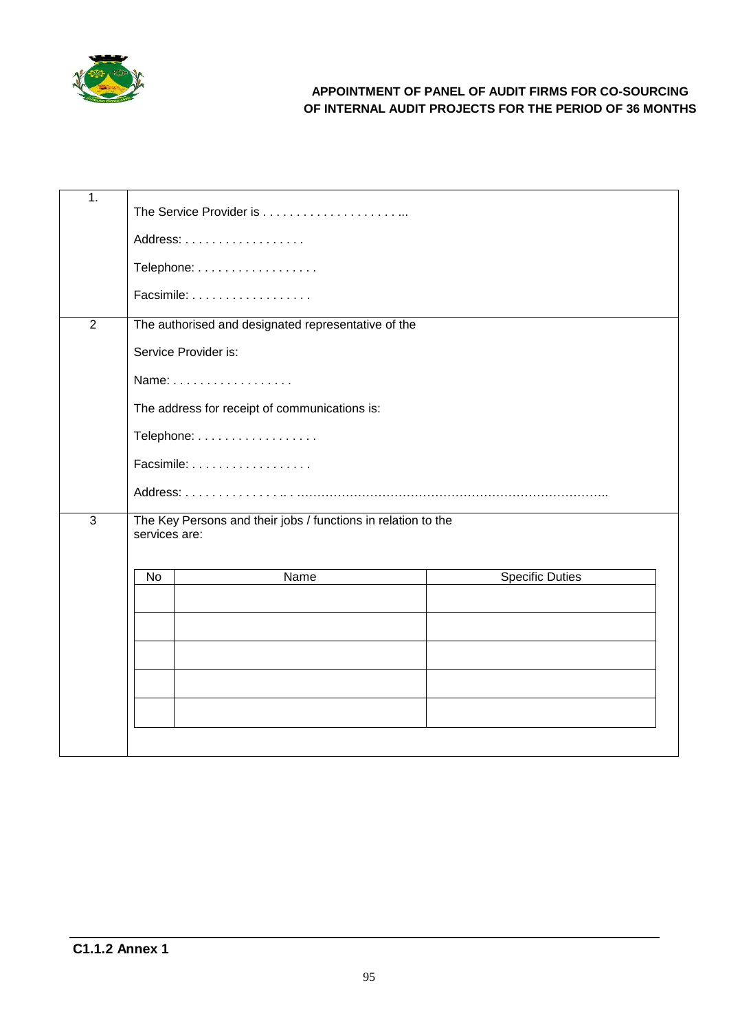| | |
|---|---|
| 1. | The Service Provider is . . . . . . . . . . . . . . . . . . . . . ...<br><br>Address: . . . . . . . . . . . . . . . . . .<br><br>Telephone: . . . . . . . . . . . . . . . . . .<br><br>Facsimile: . . . . . . . . . . . . . . . . . . |
| 2 | The authorised and designated representative of the<br><br>Service Provider is:<br><br>Name: . . . . . . . . . . . . . . . . . .<br><br>The address for receipt of communications is:<br><br>Telephone: . . . . . . . . . . . . . . . . . .<br><br>Facsimile: . . . . . . . . . . . . . . . . . .<br><br>Address: . . . . . . . . . . . . . . .. . ………………………………………………………………….. |
| 3 | The Key Persons and their jobs / functions in relation to the services are: |

| No | Name | Specific Duties |
|---|---|---|
| | | |
| | | |
| | | |
| | | |
| | | |

**C1.1.2 Annex 1**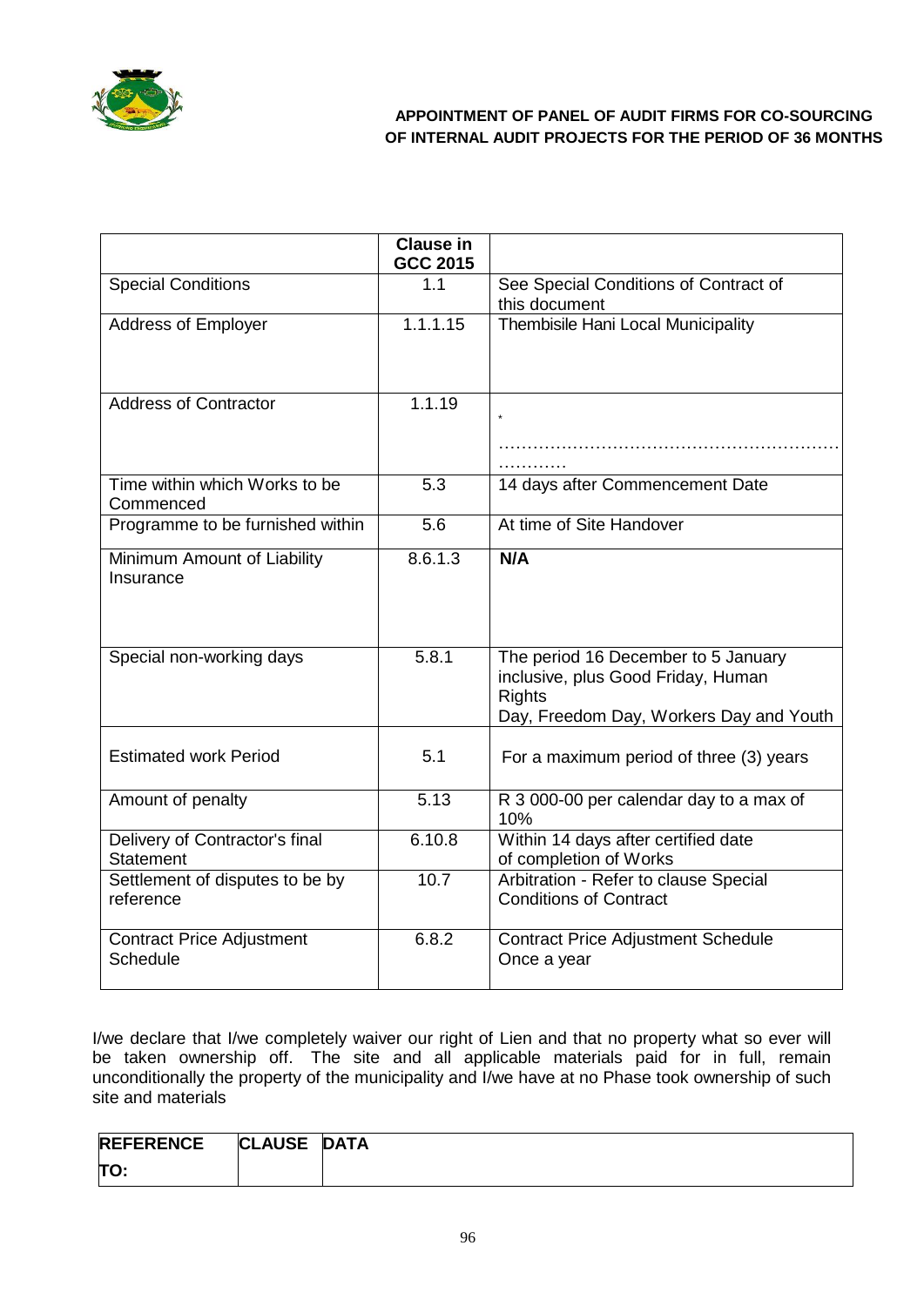| | Clause in GCC 2015 | |
|---|---|---|
| Special Conditions | 1.1 | See Special Conditions of Contract of this document |
| Address of Employer | 1.1.1.15 | Thembisile Hani Local Municipality |
| Address of Contractor | 1.1.19 | * ……………………………………………………………… |
| Time within which Works to be Commenced | 5.3 | 14 days after Commencement Date |
| Programme to be furnished within | 5.6 | At time of Site Handover |
| Minimum Amount of Liability Insurance | 8.6.1.3 | **N/A** |
| Special non-working days | 5.8.1 | The period 16 December to 5 January inclusive, plus Good Friday, Human Rights Day, Freedom Day, Workers Day and Youth |
| Estimated work Period | 5.1 | For a maximum period of three (3) years |
| Amount of penalty | 5.13 | R 3 000-00 per calendar day to a max of 10% |
| Delivery of Contractor's final Statement | 6.10.8 | Within 14 days after certified date of completion of Works |
| Settlement of disputes to be by reference | 10.7 | Arbitration - Refer to clause Special Conditions of Contract |
| Contract Price Adjustment Schedule | 6.8.2 | Contract Price Adjustment Schedule Once a year |

I/we declare that I/we completely waiver our right of Lien and that no property what so ever will be taken ownership off. The site and all applicable materials paid for in full, remain unconditionally the property of the municipality and I/we have at no Phase took ownership of such site and materials

| REFERENCE | CLAUSE | DATA |
|---|---|---|
| TO: | | |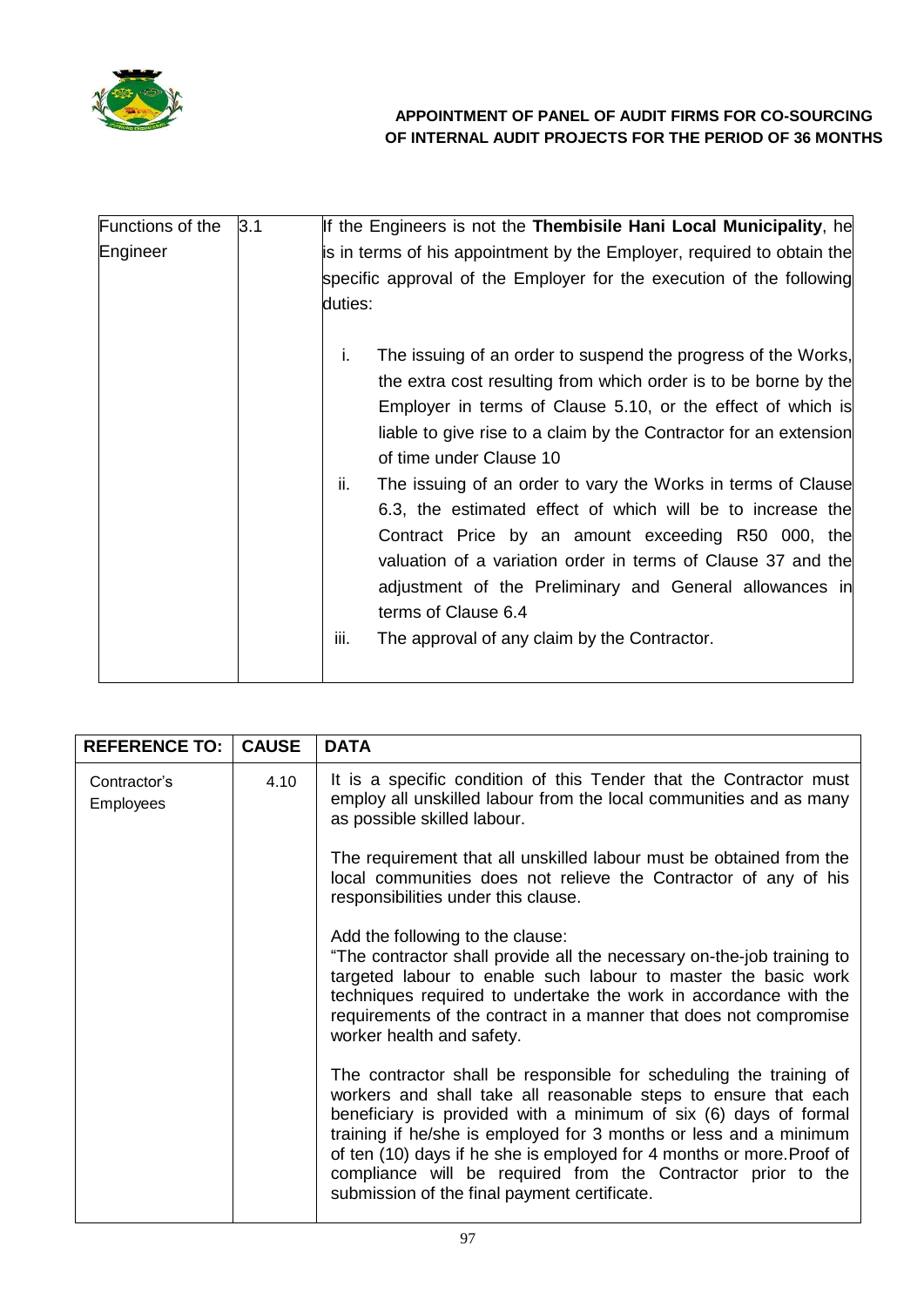| Functions of the Engineer | 3.1 | If the Engineers is not the **Thembisile Hani Local Municipality**, he is in terms of his appointment by the Employer, required to obtain the specific approval of the Employer for the execution of the following duties:<br><br>i. The issuing of an order to suspend the progress of the Works, the extra cost resulting from which order is to be borne by the Employer in terms of Clause 5.10, or the effect of which is liable to give rise to a claim by the Contractor for an extension of time under Clause 10<br>ii. The issuing of an order to vary the Works in terms of Clause 6.3, the estimated effect of which will be to increase the Contract Price by an amount exceeding R50 000, the valuation of a variation order in terms of Clause 37 and the adjustment of the Preliminary and General allowances in terms of Clause 6.4<br>iii. The approval of any claim by the Contractor. |
|---|---|---|

| REFERENCE TO: | CAUSE | DATA |
|---|---|---|
| Contractor's Employees | 4.10 | It is a specific condition of this Tender that the Contractor must employ all unskilled labour from the local communities and as many as possible skilled labour.<br><br>The requirement that all unskilled labour must be obtained from the local communities does not relieve the Contractor of any of his responsibilities under this clause.<br><br>Add the following to the clause:<br>"The contractor shall provide all the necessary on-the-job training to targeted labour to enable such labour to master the basic work techniques required to undertake the work in accordance with the requirements of the contract in a manner that does not compromise worker health and safety.<br><br>The contractor shall be responsible for scheduling the training of workers and shall take all reasonable steps to ensure that each beneficiary is provided with a minimum of six (6) days of formal training if he/she is employed for 3 months or less and a minimum of ten (10) days if he she is employed for 4 months or more.Proof of compliance will be required from the Contractor prior to the submission of the final payment certificate. |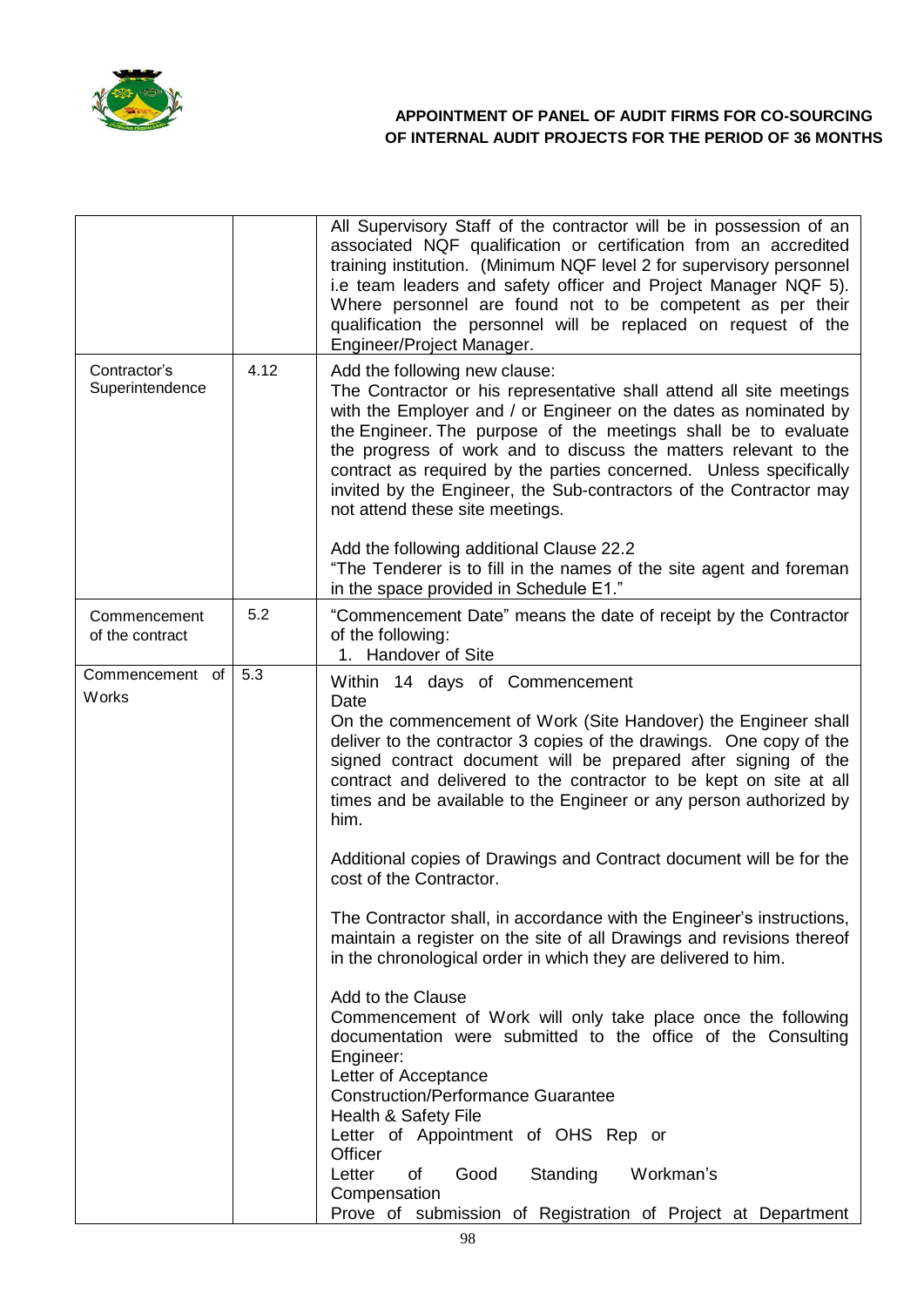| | | |
|---|---|---|
| | | All Supervisory Staff of the contractor will be in possession of an associated NQF qualification or certification from an accredited training institution. (Minimum NQF level 2 for supervisory personnel i.e team leaders and safety officer and Project Manager NQF 5). Where personnel are found not to be competent as per their qualification the personnel will be replaced on request of the Engineer/Project Manager. |
| Contractor's Superintendence | 4.12 | Add the following new clause:<br>The Contractor or his representative shall attend all site meetings with the Employer and / or Engineer on the dates as nominated by the Engineer. The purpose of the meetings shall be to evaluate the progress of work and to discuss the matters relevant to the contract as required by the parties concerned. Unless specifically invited by the Engineer, the Sub-contractors of the Contractor may not attend these site meetings.<br><br>Add the following additional Clause 22.2<br>"The Tenderer is to fill in the names of the site agent and foreman in the space provided in Schedule E1." |
| Commencement of the contract | 5.2 | "Commencement Date" means the date of receipt by the Contractor of the following:<br>1. Handover of Site |
| Commencement of Works | 5.3 | Within 14 days of Commencement Date<br>On the commencement of Work (Site Handover) the Engineer shall deliver to the contractor 3 copies of the drawings. One copy of the signed contract document will be prepared after signing of the contract and delivered to the contractor to be kept on site at all times and be available to the Engineer or any person authorized by him.<br><br>Additional copies of Drawings and Contract document will be for the cost of the Contractor.<br><br>The Contractor shall, in accordance with the Engineer's instructions, maintain a register on the site of all Drawings and revisions thereof in the chronological order in which they are delivered to him.<br><br>Add to the Clause<br>Commencement of Work will only take place once the following documentation were submitted to the office of the Consulting Engineer:<br>Letter of Acceptance<br>Construction/Performance Guarantee<br>Health & Safety File<br>Letter of Appointment of OHS Rep or Officer<br>Letter of Good Standing Workman's Compensation<br>Prove of submission of Registration of Project at Department |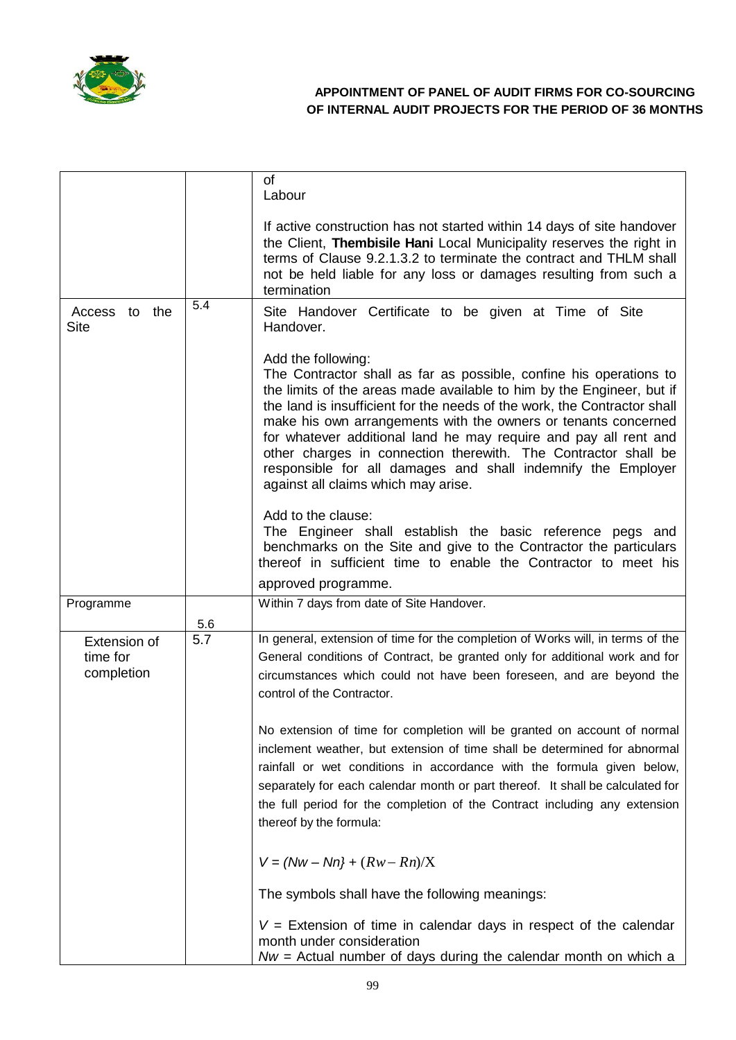| | | |
|---|---|---|
| | | of<br>Labour<br><br>If active construction has not started within 14 days of site handover the Client, **Thembisile Hani** Local Municipality reserves the right in terms of Clause 9.2.1.3.2 to terminate the contract and THLM shall not be held liable for any loss or damages resulting from such a termination |
| Access to the Site | 5.4 | Site Handover Certificate to be given at Time of Site Handover.<br><br>Add the following:<br>The Contractor shall as far as possible, confine his operations to the limits of the areas made available to him by the Engineer, but if the land is insufficient for the needs of the work, the Contractor shall make his own arrangements with the owners or tenants concerned for whatever additional land he may require and pay all rent and other charges in connection therewith. The Contractor shall be responsible for all damages and shall indemnify the Employer against all claims which may arise.<br><br>Add to the clause:<br>The Engineer shall establish the basic reference pegs and benchmarks on the Site and give to the Contractor the particulars thereof in sufficient time to enable the Contractor to meet his approved programme. |
| Programme | 5.6 | Within 7 days from date of Site Handover. |
| Extension of time for completion | 5.7 | In general, extension of time for the completion of Works will, in terms of the General conditions of Contract, be granted only for additional work and for circumstances which could not have been foreseen, and are beyond the control of the Contractor.<br><br>No extension of time for completion will be granted on account of normal inclement weather, but extension of time shall be determined for abnormal rainfall or wet conditions in accordance with the formula given below, separately for each calendar month or part thereof. It shall be calculated for the full period for the completion of the Contract including any extension thereof by the formula:<br><br>$V = (Nw - Nn\} + (Rw - Rn)/X$<br><br>The symbols shall have the following meanings:<br><br>$V$ = Extension of time in calendar days in respect of the calendar month under consideration<br>$Nw$ = Actual number of days during the calendar month on which a |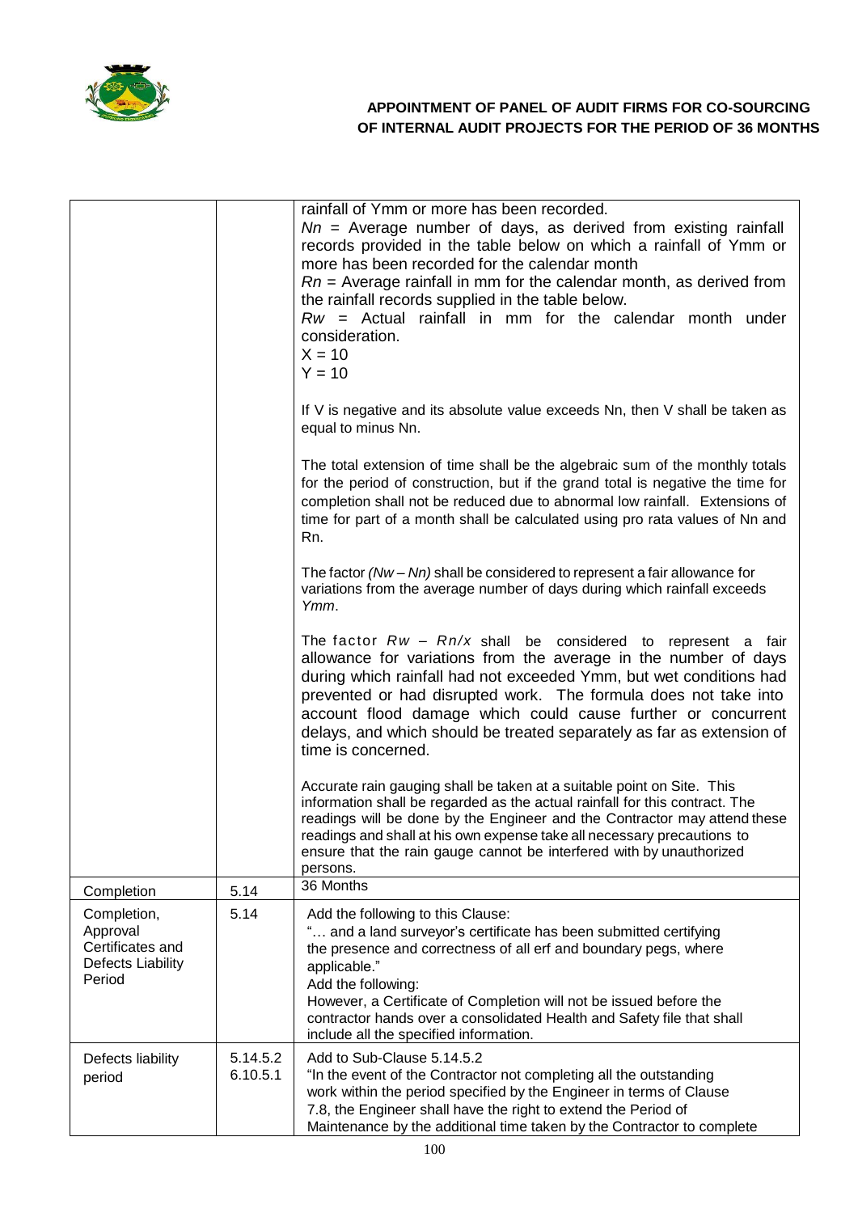| | | |
|---|---|---|
| | | rainfall of Ymm or more has been recorded.<br>$Nn$ = Average number of days, as derived from existing rainfall records provided in the table below on which a rainfall of Ymm or more has been recorded for the calendar month<br>$Rn$ = Average rainfall in mm for the calendar month, as derived from the rainfall records supplied in the table below.<br>$Rw$ = Actual rainfall in mm for the calendar month under consideration.<br>$X = 10$<br>$Y = 10$<br><br>If V is negative and its absolute value exceeds Nn, then V shall be taken as equal to minus Nn.<br><br>The total extension of time shall be the algebraic sum of the monthly totals for the period of construction, but if the grand total is negative the time for completion shall not be reduced due to abnormal low rainfall. Extensions of time for part of a month shall be calculated using pro rata values of Nn and Rn.<br><br>The factor $(Nw – Nn)$ shall be considered to represent a fair allowance for variations from the average number of days during which rainfall exceeds *Ymm*.<br><br>The factor $Rw – Rn/x$ shall be considered to represent a fair allowance for variations from the average in the number of days during which rainfall had not exceeded Ymm, but wet conditions had prevented or had disrupted work. The formula does not take into account flood damage which could cause further or concurrent delays, and which should be treated separately as far as extension of time is concerned.<br><br>Accurate rain gauging shall be taken at a suitable point on Site. This information shall be regarded as the actual rainfall for this contract. The readings will be done by the Engineer and the Contractor may attend these readings and shall at his own expense take all necessary precautions to ensure that the rain gauge cannot be interfered with by unauthorized persons. |
| Completion | 5.14 | 36 Months |
| Completion, Approval Certificates and Defects Liability Period | 5.14 | Add the following to this Clause:<br>"… and a land surveyor's certificate has been submitted certifying the presence and correctness of all erf and boundary pegs, where applicable."<br>Add the following:<br>However, a Certificate of Completion will not be issued before the contractor hands over a consolidated Health and Safety file that shall include all the specified information. |
| Defects liability period | 5.14.5.2<br>6.10.5.1 | Add to Sub-Clause 5.14.5.2<br>"In the event of the Contractor not completing all the outstanding work within the period specified by the Engineer in terms of Clause 7.8, the Engineer shall have the right to extend the Period of Maintenance by the additional time taken by the Contractor to complete |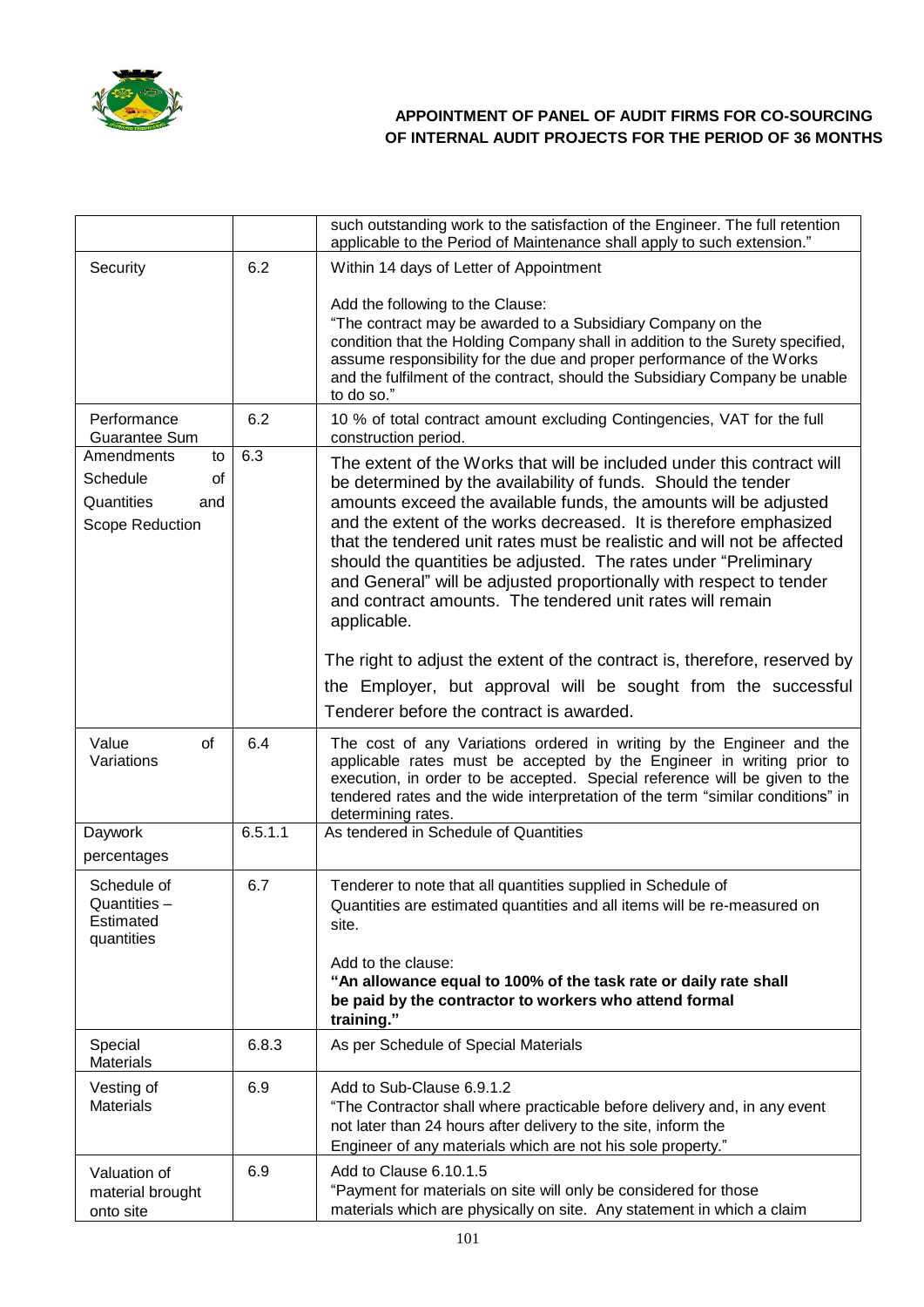| | | |
|---|---|---|
| | | such outstanding work to the satisfaction of the Engineer. The full retention applicable to the Period of Maintenance shall apply to such extension." |
| Security | 6.2 | Within 14 days of Letter of Appointment<br><br>Add the following to the Clause:<br>"The contract may be awarded to a Subsidiary Company on the condition that the Holding Company shall in addition to the Surety specified, assume responsibility for the due and proper performance of the Works and the fulfilment of the contract, should the Subsidiary Company be unable to do so." |
| Performance Guarantee Sum | 6.2 | 10 % of total contract amount excluding Contingencies, VAT for the full construction period. |
| Amendments to Schedule of Quantities and Scope Reduction | 6.3 | The extent of the Works that will be included under this contract will be determined by the availability of funds. Should the tender amounts exceed the available funds, the amounts will be adjusted and the extent of the works decreased. It is therefore emphasized that the tendered unit rates must be realistic and will not be affected should the quantities be adjusted. The rates under "Preliminary and General" will be adjusted proportionally with respect to tender and contract amounts. The tendered unit rates will remain applicable.<br><br>The right to adjust the extent of the contract is, therefore, reserved by the Employer, but approval will be sought from the successful Tenderer before the contract is awarded. |
| Value of Variations | 6.4 | The cost of any Variations ordered in writing by the Engineer and the applicable rates must be accepted by the Engineer in writing prior to execution, in order to be accepted. Special reference will be given to the tendered rates and the wide interpretation of the term "similar conditions" in determining rates. |
| Daywork percentages | 6.5.1.1 | As tendered in Schedule of Quantities |
| Schedule of Quantities – Estimated quantities | 6.7 | Tenderer to note that all quantities supplied in Schedule of Quantities are estimated quantities and all items will be re-measured on site.<br><br>Add to the clause:<br>**"An allowance equal to 100% of the task rate or daily rate shall be paid by the contractor to workers who attend formal training."** |
| Special Materials | 6.8.3 | As per Schedule of Special Materials |
| Vesting of Materials | 6.9 | Add to Sub-Clause 6.9.1.2<br>"The Contractor shall where practicable before delivery and, in any event not later than 24 hours after delivery to the site, inform the Engineer of any materials which are not his sole property." |
| Valuation of material brought onto site | 6.9 | Add to Clause 6.10.1.5<br>"Payment for materials on site will only be considered for those materials which are physically on site. Any statement in which a claim |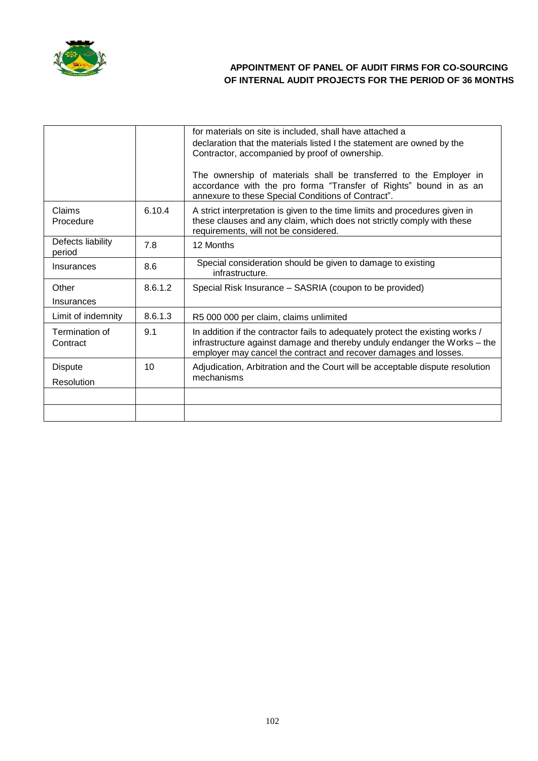| | | |
|---|---|---|
| | | for materials on site is included, shall have attached a declaration that the materials listed I the statement are owned by the Contractor, accompanied by proof of ownership.<br><br>The ownership of materials shall be transferred to the Employer in accordance with the pro forma "Transfer of Rights" bound in as an annexure to these Special Conditions of Contract". |
| Claims Procedure | 6.10.4 | A strict interpretation is given to the time limits and procedures given in these clauses and any claim, which does not strictly comply with these requirements, will not be considered. |
| Defects liability period | 7.8 | 12 Months |
| Insurances | 8.6 | Special consideration should be given to damage to existing infrastructure. |
| Other Insurances | 8.6.1.2 | Special Risk Insurance – SASRIA (coupon to be provided) |
| Limit of indemnity | 8.6.1.3 | R5 000 000 per claim, claims unlimited |
| Termination of Contract | 9.1 | In addition if the contractor fails to adequately protect the existing works / infrastructure against damage and thereby unduly endanger the Works – the employer may cancel the contract and recover damages and losses. |
| Dispute Resolution | 10 | Adjudication, Arbitration and the Court will be acceptable dispute resolution mechanisms |
| | | |
| | | |